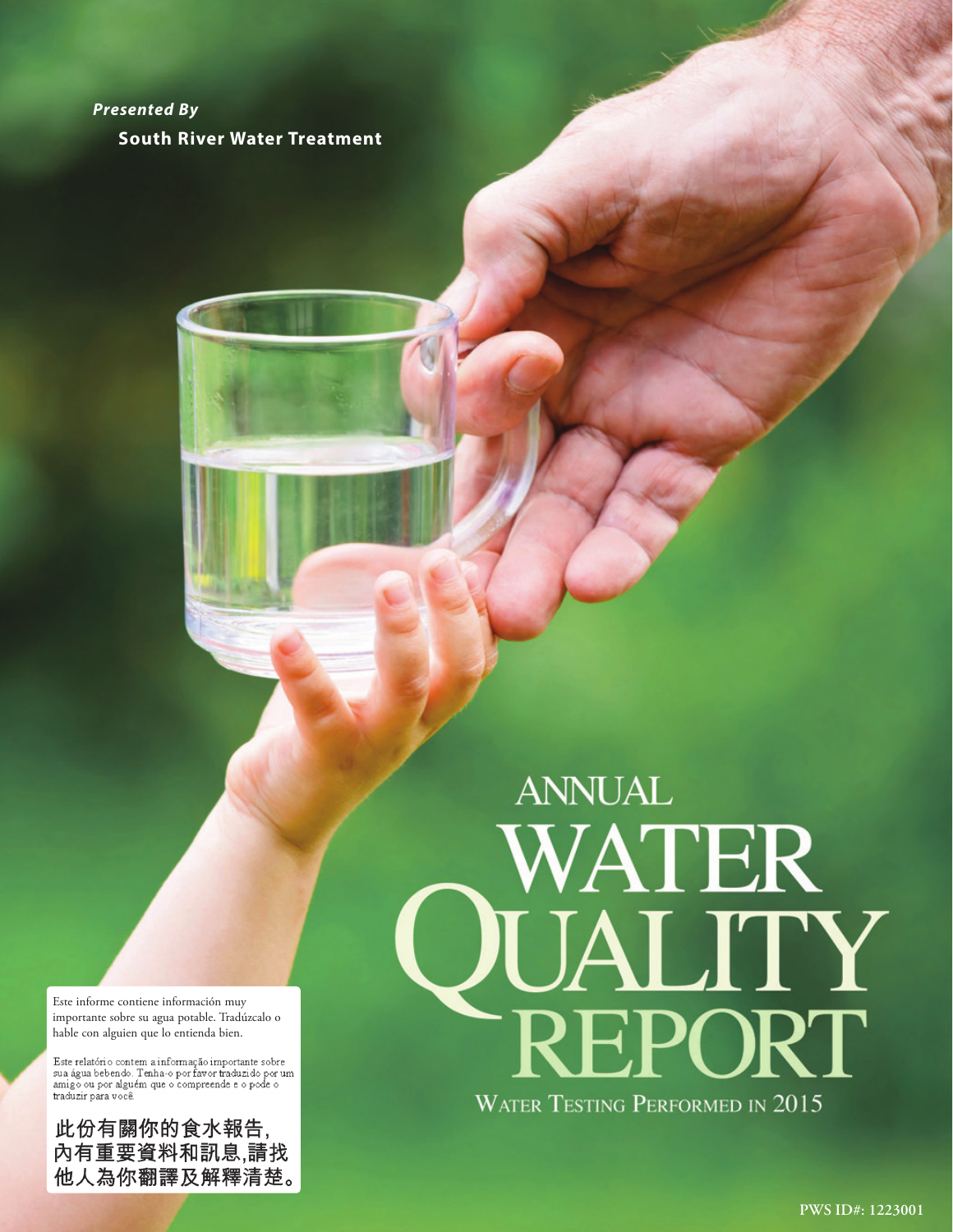***Presented By***

**South River Water Treatment**

# ANNUAL WATER QUALITY REPORT

WATER TESTING PERFORMED IN 2015

Este informe contiene información muy importante sobre su agua potable. Tradúzcalo o hable con alguien que lo entienda bien.

Este relatório contem a informação importante sobre sua água bebendo. Tenha-o por favor traduzido por um amigo ou por alguém que o compreende e o pode o traduzir para você.

**此份有關你的食水報告，內有重要資料和訊息，請找他人為你翻譯及解釋清楚。**

PWS ID#: 1223001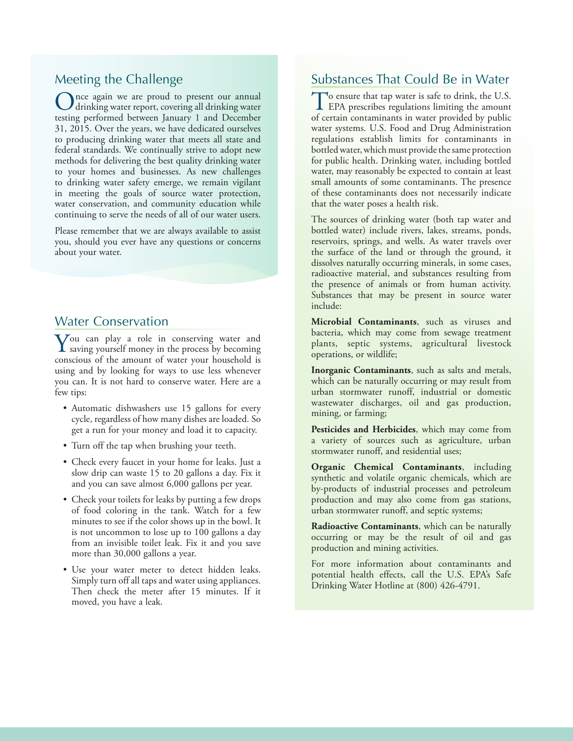## Meeting the Challenge

Once again we are proud to present our annual drinking water report, covering all drinking water testing performed between January 1 and December 31, 2015. Over the years, we have dedicated ourselves to producing drinking water that meets all state and federal standards. We continually strive to adopt new methods for delivering the best quality drinking water to your homes and businesses. As new challenges to drinking water safety emerge, we remain vigilant in meeting the goals of source water protection, water conservation, and community education while continuing to serve the needs of all of our water users.

Please remember that we are always available to assist you, should you ever have any questions or concerns about your water.

## Water Conservation

You can play a role in conserving water and saving yourself money in the process by becoming conscious of the amount of water your household is using and by looking for ways to use less whenever you can. It is not hard to conserve water. Here are a few tips:

- Automatic dishwashers use 15 gallons for every cycle, regardless of how many dishes are loaded. So get a run for your money and load it to capacity.
- Turn off the tap when brushing your teeth.
- Check every faucet in your home for leaks. Just a slow drip can waste 15 to 20 gallons a day. Fix it and you can save almost 6,000 gallons per year.
- Check your toilets for leaks by putting a few drops of food coloring in the tank. Watch for a few minutes to see if the color shows up in the bowl. It is not uncommon to lose up to 100 gallons a day from an invisible toilet leak. Fix it and you save more than 30,000 gallons a year.
- Use your water meter to detect hidden leaks. Simply turn off all taps and water using appliances. Then check the meter after 15 minutes. If it moved, you have a leak.

## Substances That Could Be in Water

To ensure that tap water is safe to drink, the U.S. EPA prescribes regulations limiting the amount of certain contaminants in water provided by public water systems. U.S. Food and Drug Administration regulations establish limits for contaminants in bottled water, which must provide the same protection for public health. Drinking water, including bottled water, may reasonably be expected to contain at least small amounts of some contaminants. The presence of these contaminants does not necessarily indicate that the water poses a health risk.

The sources of drinking water (both tap water and bottled water) include rivers, lakes, streams, ponds, reservoirs, springs, and wells. As water travels over the surface of the land or through the ground, it dissolves naturally occurring minerals, in some cases, radioactive material, and substances resulting from the presence of animals or from human activity. Substances that may be present in source water include:

**Microbial Contaminants**, such as viruses and bacteria, which may come from sewage treatment plants, septic systems, agricultural livestock operations, or wildlife;

**Inorganic Contaminants**, such as salts and metals, which can be naturally occurring or may result from urban stormwater runoff, industrial or domestic wastewater discharges, oil and gas production, mining, or farming;

**Pesticides and Herbicides**, which may come from a variety of sources such as agriculture, urban stormwater runoff, and residential uses;

**Organic Chemical Contaminants**, including synthetic and volatile organic chemicals, which are by-products of industrial processes and petroleum production and may also come from gas stations, urban stormwater runoff, and septic systems;

**Radioactive Contaminants**, which can be naturally occurring or may be the result of oil and gas production and mining activities.

For more information about contaminants and potential health effects, call the U.S. EPA's Safe Drinking Water Hotline at (800) 426-4791.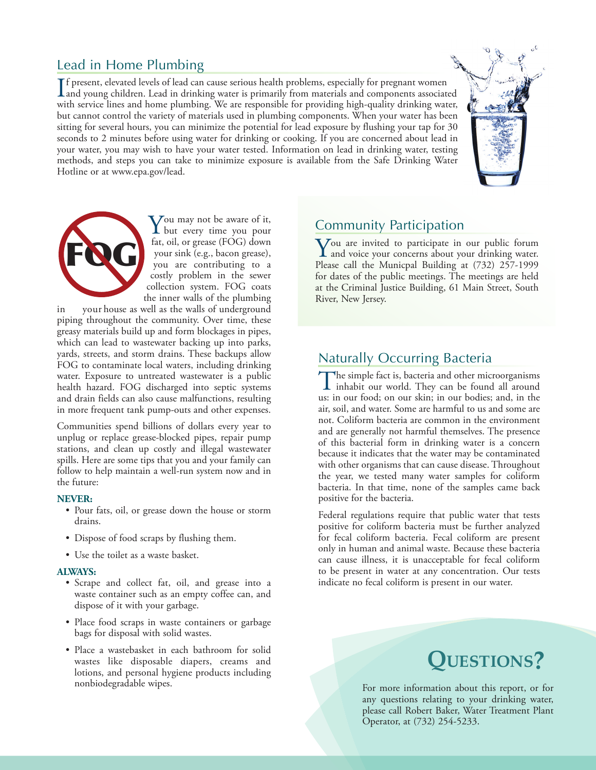## Lead in Home Plumbing

If present, elevated levels of lead can cause serious health problems, especially for pregnant women and young children. Lead in drinking water is primarily from materials and components associated with service lines and home plumbing. We are responsible for providing high-quality drinking water, but cannot control the variety of materials used in plumbing components. When your water has been sitting for several hours, you can minimize the potential for lead exposure by flushing your tap for 30 seconds to 2 minutes before using water for drinking or cooking. If you are concerned about lead in your water, you may wish to have your water tested. Information on lead in drinking water, testing methods, and steps you can take to minimize exposure is available from the Safe Drinking Water Hotline or at www.epa.gov/lead.

You may not be aware of it, but every time you pour fat, oil, or grease (FOG) down your sink (e.g., bacon grease), you are contributing to a costly problem in the sewer collection system. FOG coats the inner walls of the plumbing in your house as well as the walls of underground piping throughout the community. Over time, these greasy materials build up and form blockages in pipes, which can lead to wastewater backing up into parks, yards, streets, and storm drains. These backups allow FOG to contaminate local waters, including drinking water. Exposure to untreated wastewater is a public health hazard. FOG discharged into septic systems and drain fields can also cause malfunctions, resulting in more frequent tank pump-outs and other expenses.

Communities spend billions of dollars every year to unplug or replace grease-blocked pipes, repair pump stations, and clean up costly and illegal wastewater spills. Here are some tips that you and your family can follow to help maintain a well-run system now and in the future:

**NEVER:**

- Pour fats, oil, or grease down the house or storm drains.
- Dispose of food scraps by flushing them.
- Use the toilet as a waste basket.

**ALWAYS:**

- Scrape and collect fat, oil, and grease into a waste container such as an empty coffee can, and dispose of it with your garbage.
- Place food scraps in waste containers or garbage bags for disposal with solid wastes.
- Place a wastebasket in each bathroom for solid wastes like disposable diapers, creams and lotions, and personal hygiene products including nonbiodegradable wipes.

## Community Participation

You are invited to participate in our public forum and voice your concerns about your drinking water. Please call the Municpal Building at (732) 257-1999 for dates of the public meetings. The meetings are held at the Criminal Justice Building, 61 Main Street, South River, New Jersey.

## Naturally Occurring Bacteria

The simple fact is, bacteria and other microorganisms inhabit our world. They can be found all around us: in our food; on our skin; in our bodies; and, in the air, soil, and water. Some are harmful to us and some are not. Coliform bacteria are common in the environment and are generally not harmful themselves. The presence of this bacterial form in drinking water is a concern because it indicates that the water may be contaminated with other organisms that can cause disease. Throughout the year, we tested many water samples for coliform bacteria. In that time, none of the samples came back positive for the bacteria.

Federal regulations require that public water that tests positive for coliform bacteria must be further analyzed for fecal coliform bacteria. Fecal coliform are present only in human and animal waste. Because these bacteria can cause illness, it is unacceptable for fecal coliform to be present in water at any concentration. Our tests indicate no fecal coliform is present in our water.

## Questions?

For more information about this report, or for any questions relating to your drinking water, please call Robert Baker, Water Treatment Plant Operator, at (732) 254-5233.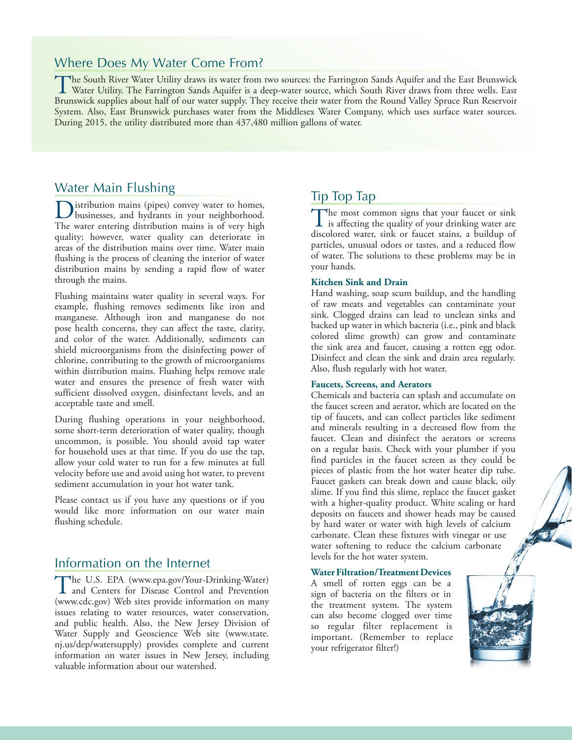## Where Does My Water Come From?

The South River Water Utility draws its water from two sources: the Farrington Sands Aquifer and the East Brunswick Water Utility. The Farrington Sands Aquifer is a deep-water source, which South River draws from three wells. East Brunswick supplies about half of our water supply. They receive their water from the Round Valley Spruce Run Reservoir System. Also, East Brunswick purchases water from the Middlesex Water Company, which uses surface water sources. During 2015, the utility distributed more than 437,480 million gallons of water.

## Water Main Flushing

Distribution mains (pipes) convey water to homes, businesses, and hydrants in your neighborhood. The water entering distribution mains is of very high quality; however, water quality can deteriorate in areas of the distribution mains over time. Water main flushing is the process of cleaning the interior of water distribution mains by sending a rapid flow of water through the mains.

Flushing maintains water quality in several ways. For example, flushing removes sediments like iron and manganese. Although iron and manganese do not pose health concerns, they can affect the taste, clarity, and color of the water. Additionally, sediments can shield microorganisms from the disinfecting power of chlorine, contributing to the growth of microorganisms within distribution mains. Flushing helps remove stale water and ensures the presence of fresh water with sufficient dissolved oxygen, disinfectant levels, and an acceptable taste and smell.

During flushing operations in your neighborhood, some short-term deterioration of water quality, though uncommon, is possible. You should avoid tap water for household uses at that time. If you do use the tap, allow your cold water to run for a few minutes at full velocity before use and avoid using hot water, to prevent sediment accumulation in your hot water tank.

Please contact us if you have any questions or if you would like more information on our water main flushing schedule.

## Information on the Internet

The U.S. EPA (www.epa.gov/Your-Drinking-Water) and Centers for Disease Control and Prevention (www.cdc.gov) Web sites provide information on many issues relating to water resources, water conservation, and public health. Also, the New Jersey Division of Water Supply and Geoscience Web site (www.state.nj.us/dep/watersupply) provides complete and current information on water issues in New Jersey, including valuable information about our watershed.

## Tip Top Tap

The most common signs that your faucet or sink is affecting the quality of your drinking water are discolored water, sink or faucet stains, a buildup of particles, unusual odors or tastes, and a reduced flow of water. The solutions to these problems may be in your hands.

### Kitchen Sink and Drain

Hand washing, soap scum buildup, and the handling of raw meats and vegetables can contaminate your sink. Clogged drains can lead to unclean sinks and backed up water in which bacteria (i.e., pink and black colored slime growth) can grow and contaminate the sink area and faucet, causing a rotten egg odor. Disinfect and clean the sink and drain area regularly. Also, flush regularly with hot water.

### Faucets, Screens, and Aerators

Chemicals and bacteria can splash and accumulate on the faucet screen and aerator, which are located on the tip of faucets, and can collect particles like sediment and minerals resulting in a decreased flow from the faucet. Clean and disinfect the aerators or screens on a regular basis. Check with your plumber if you find particles in the faucet screen as they could be pieces of plastic from the hot water heater dip tube. Faucet gaskets can break down and cause black, oily slime. If you find this slime, replace the faucet gasket with a higher-quality product. White scaling or hard deposits on faucets and shower heads may be caused by hard water or water with high levels of calcium carbonate. Clean these fixtures with vinegar or use water softening to reduce the calcium carbonate levels for the hot water system.

### Water Filtration/Treatment Devices

A smell of rotten eggs can be a sign of bacteria on the filters or in the treatment system. The system can also become clogged over time so regular filter replacement is important. (Remember to replace your refrigerator filter!)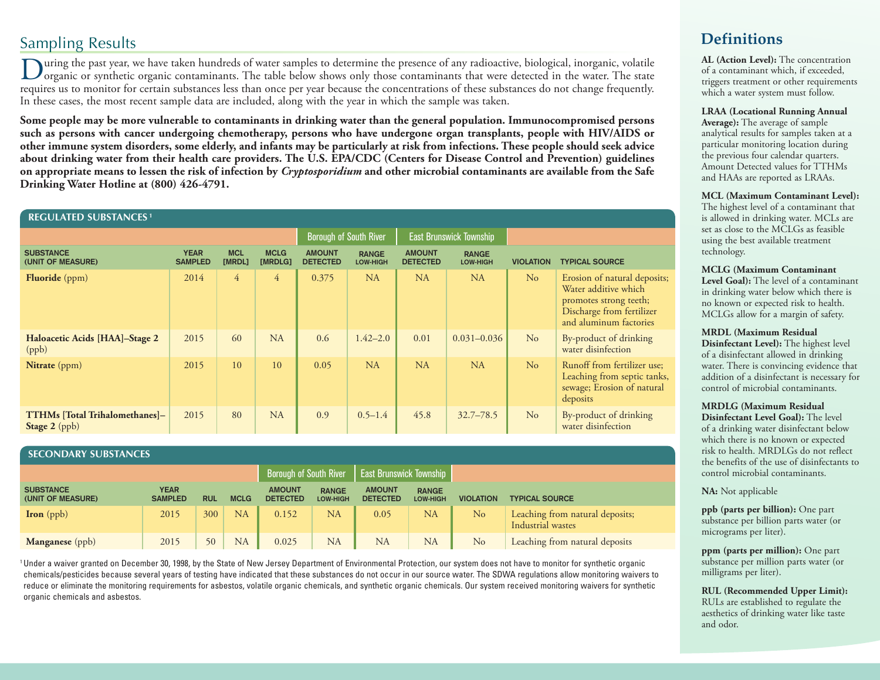## Sampling Results

During the past year, we have taken hundreds of water samples to determine the presence of any radioactive, biological, inorganic, volatile organic or synthetic organic contaminants. The table below shows only those contaminants that were detected in the water. The state requires us to monitor for certain substances less than once per year because the concentrations of these substances do not change frequently. In these cases, the most recent sample data are included, along with the year in which the sample was taken.

**Some people may be more vulnerable to contaminants in drinking water than the general population. Immunocompromised persons such as persons with cancer undergoing chemotherapy, persons who have undergone organ transplants, people with HIV/AIDS or other immune system disorders, some elderly, and infants may be particularly at risk from infections. These people should seek advice about drinking water from their health care providers. The U.S. EPA/CDC (Centers for Disease Control and Prevention) guidelines on appropriate means to lessen the risk of infection by *Cryptosporidium* and other microbial contaminants are available from the Safe Drinking Water Hotline at (800) 426-4791.**

**REGULATED SUBSTANCES [1]**

| | | | | Borough of South River | | East Brunswick Township | | | |
|---|---|---|---|---|---|---|---|---|---|
| SUBSTANCE (UNIT OF MEASURE) | YEAR SAMPLED | MCL [MRDL] | MCLG [MRDLG] | AMOUNT DETECTED | RANGE LOW-HIGH | AMOUNT DETECTED | RANGE LOW-HIGH | VIOLATION | TYPICAL SOURCE |
| **Fluoride** (ppm) | 2014 | 4 | 4 | 0.375 | NA | NA | NA | No | Erosion of natural deposits; Water additive which promotes strong teeth; Discharge from fertilizer and aluminum factories |
| **Haloacetic Acids [HAA]–Stage 2** (ppb) | 2015 | 60 | NA | 0.6 | 1.42–2.0 | 0.01 | 0.031–0.036 | No | By-product of drinking water disinfection |
| **Nitrate** (ppm) | 2015 | 10 | 10 | 0.05 | NA | NA | NA | No | Runoff from fertilizer use; Leaching from septic tanks, sewage; Erosion of natural deposits |
| **TTHMs [Total Trihalomethanes]–Stage 2** (ppb) | 2015 | 80 | NA | 0.9 | 0.5–1.4 | 45.8 | 32.7–78.5 | No | By-product of drinking water disinfection |

**SECONDARY SUBSTANCES**

| | | | | Borough of South River | | East Brunswick Township | | | |
|---|---|---|---|---|---|---|---|---|---|
| SUBSTANCE (UNIT OF MEASURE) | YEAR SAMPLED | RUL | MCLG | AMOUNT DETECTED | RANGE LOW-HIGH | AMOUNT DETECTED | RANGE LOW-HIGH | VIOLATION | TYPICAL SOURCE |
| **Iron** (ppb) | 2015 | 300 | NA | 0.152 | NA | 0.05 | NA | No | Leaching from natural deposits; Industrial wastes |
| **Manganese** (ppb) | 2015 | 50 | NA | 0.025 | NA | NA | NA | No | Leaching from natural deposits |

[1] Under a waiver granted on December 30, 1998, by the State of New Jersey Department of Environmental Protection, our system does not have to monitor for synthetic organic chemicals/pesticides because several years of testing have indicated that these substances do not occur in our source water. The SDWA regulations allow monitoring waivers to reduce or eliminate the monitoring requirements for asbestos, volatile organic chemicals, and synthetic organic chemicals. Our system received monitoring waivers for synthetic organic chemicals and asbestos.

## Definitions

**AL (Action Level):** The concentration of a contaminant which, if exceeded, triggers treatment or other requirements which a water system must follow.

**LRAA (Locational Running Annual Average):** The average of sample analytical results for samples taken at a particular monitoring location during the previous four calendar quarters. Amount Detected values for TTHMs and HAAs are reported as LRAAs.

**MCL (Maximum Contaminant Level):** The highest level of a contaminant that is allowed in drinking water. MCLs are set as close to the MCLGs as feasible using the best available treatment technology.

**MCLG (Maximum Contaminant Level Goal):** The level of a contaminant in drinking water below which there is no known or expected risk to health. MCLGs allow for a margin of safety.

**MRDL (Maximum Residual Disinfectant Level):** The highest level of a disinfectant allowed in drinking water. There is convincing evidence that addition of a disinfectant is necessary for control of microbial contaminants.

**MRDLG (Maximum Residual Disinfectant Level Goal):** The level of a drinking water disinfectant below which there is no known or expected risk to health. MRDLGs do not reflect the benefits of the use of disinfectants to control microbial contaminants.

**NA:** Not applicable

**ppb (parts per billion):** One part substance per billion parts water (or micrograms per liter).

**ppm (parts per million):** One part substance per million parts water (or milligrams per liter).

**RUL (Recommended Upper Limit):** RULs are established to regulate the aesthetics of drinking water like taste and odor.